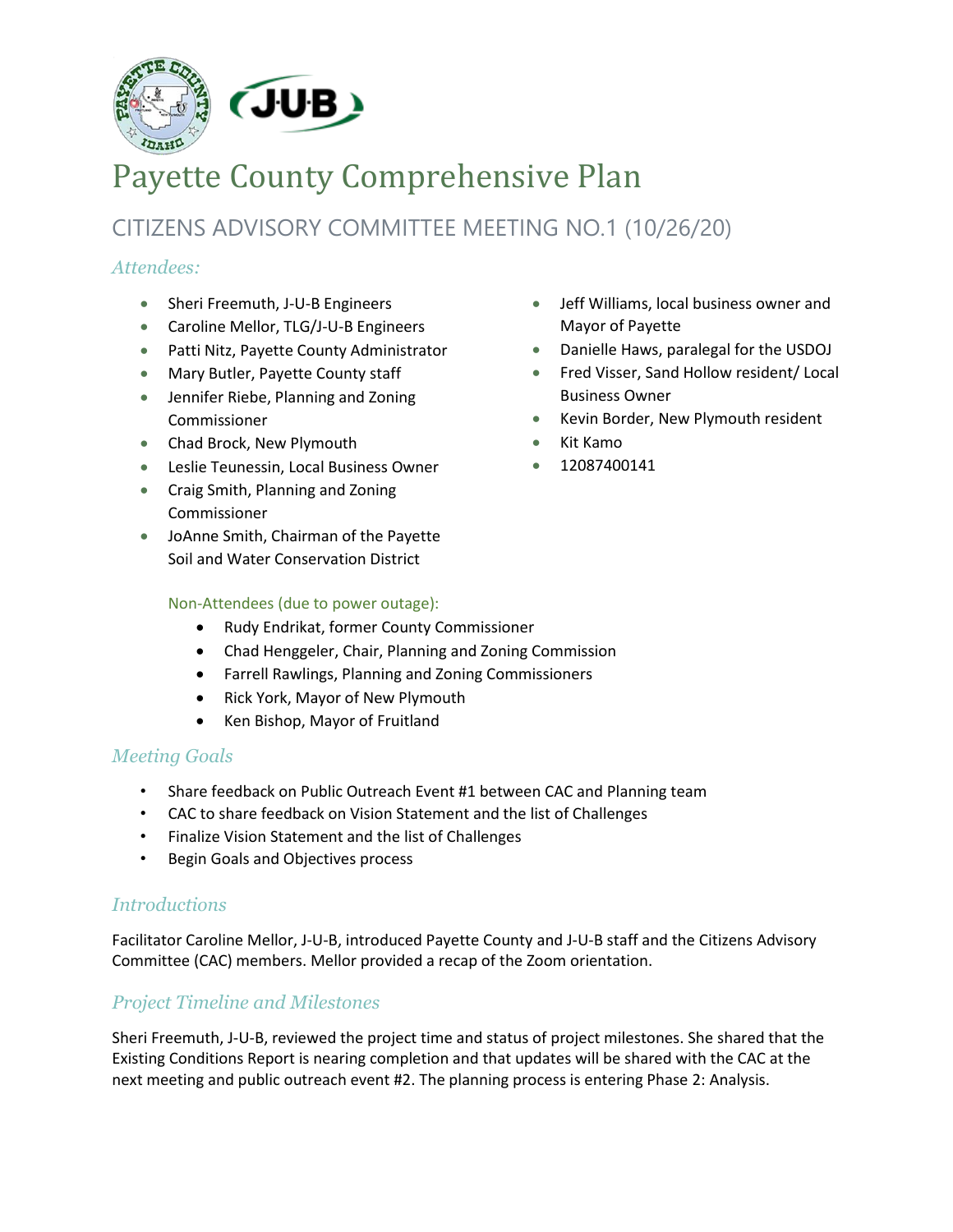# Payette County Comprehensive Plan

## CITIZENS ADVISORY COMMITTEE MEETING NO.1 (10/26/20)

### Attendees:

- Sheri Freemuth, J-U-B Engineers
- Caroline Mellor, TLG/J-U-B Engineers
- Patti Nitz, Payette County Administrator
- Mary Butler, Payette County staff
- Jennifer Riebe, Planning and Zoning Commissioner
- Chad Brock, New Plymouth
- Leslie Teunessin, Local Business Owner
- Craig Smith, Planning and Zoning Commissioner
- JoAnne Smith, Chairman of the Payette Soil and Water Conservation District
- Jeff Williams, local business owner and Mayor of Payette
- Danielle Haws, paralegal for the USDOJ
- Fred Visser, Sand Hollow resident/ Local Business Owner
- Kevin Border, New Plymouth resident
- Kit Kamo
- 12087400141

Non-Attendees (due to power outage):

- Rudy Endrikat, former County Commissioner
- Chad Henggeler, Chair, Planning and Zoning Commission
- Farrell Rawlings, Planning and Zoning Commissioners
- Rick York, Mayor of New Plymouth
- Ken Bishop, Mayor of Fruitland

### Meeting Goals

- Share feedback on Public Outreach Event #1 between CAC and Planning team
- CAC to share feedback on Vision Statement and the list of Challenges
- Finalize Vision Statement and the list of Challenges
- Begin Goals and Objectives process

### Introductions

Facilitator Caroline Mellor, J-U-B, introduced Payette County and J-U-B staff and the Citizens Advisory Committee (CAC) members. Mellor provided a recap of the Zoom orientation.

### Project Timeline and Milestones

Sheri Freemuth, J-U-B, reviewed the project time and status of project milestones. She shared that the Existing Conditions Report is nearing completion and that updates will be shared with the CAC at the next meeting and public outreach event #2. The planning process is entering Phase 2: Analysis.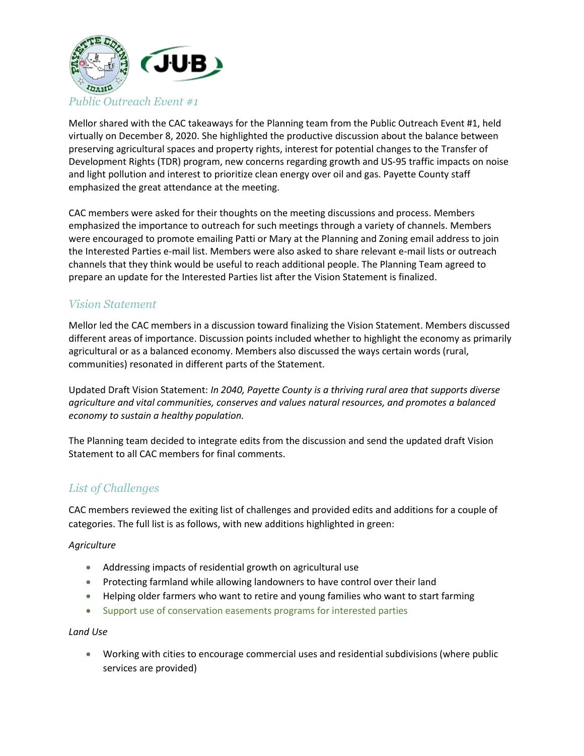## Public Outreach Event #1

Mellor shared with the CAC takeaways for the Planning team from the Public Outreach Event #1, held virtually on December 8, 2020. She highlighted the productive discussion about the balance between preserving agricultural spaces and property rights, interest for potential changes to the Transfer of Development Rights (TDR) program, new concerns regarding growth and US-95 traffic impacts on noise and light pollution and interest to prioritize clean energy over oil and gas. Payette County staff emphasized the great attendance at the meeting.

CAC members were asked for their thoughts on the meeting discussions and process. Members emphasized the importance to outreach for such meetings through a variety of channels. Members were encouraged to promote emailing Patti or Mary at the Planning and Zoning email address to join the Interested Parties e-mail list. Members were also asked to share relevant e-mail lists or outreach channels that they think would be useful to reach additional people. The Planning Team agreed to prepare an update for the Interested Parties list after the Vision Statement is finalized.

## Vision Statement

Mellor led the CAC members in a discussion toward finalizing the Vision Statement. Members discussed different areas of importance. Discussion points included whether to highlight the economy as primarily agricultural or as a balanced economy. Members also discussed the ways certain words (rural, communities) resonated in different parts of the Statement.

Updated Draft Vision Statement: *In 2040, Payette County is a thriving rural area that supports diverse agriculture and vital communities, conserves and values natural resources, and promotes a balanced economy to sustain a healthy population.*

The Planning team decided to integrate edits from the discussion and send the updated draft Vision Statement to all CAC members for final comments.

## List of Challenges

CAC members reviewed the exiting list of challenges and provided edits and additions for a couple of categories. The full list is as follows, with new additions highlighted in green:

*Agriculture*

- Addressing impacts of residential growth on agricultural use
- Protecting farmland while allowing landowners to have control over their land
- Helping older farmers who want to retire and young families who want to start farming
- Support use of conservation easements programs for interested parties

*Land Use*

- Working with cities to encourage commercial uses and residential subdivisions (where public services are provided)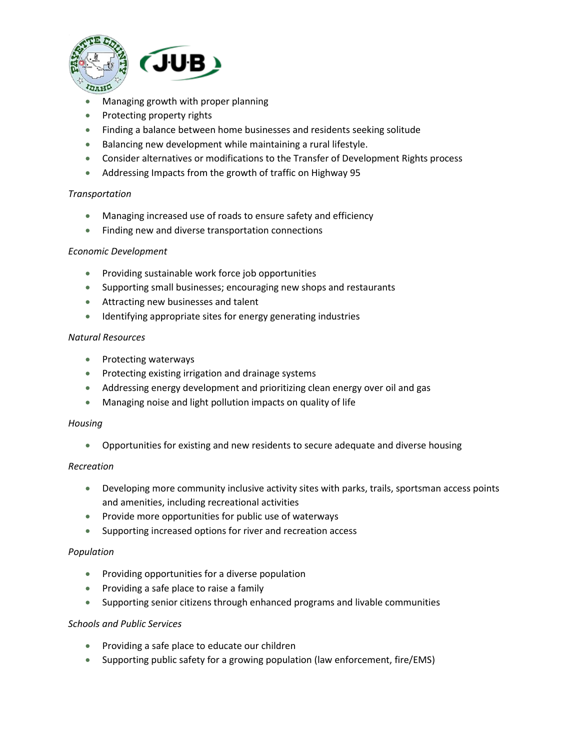- Managing growth with proper planning
- Protecting property rights
- Finding a balance between home businesses and residents seeking solitude
- Balancing new development while maintaining a rural lifestyle.
- Consider alternatives or modifications to the Transfer of Development Rights process
- Addressing Impacts from the growth of traffic on Highway 95

*Transportation*

- Managing increased use of roads to ensure safety and efficiency
- Finding new and diverse transportation connections

*Economic Development*

- Providing sustainable work force job opportunities
- Supporting small businesses; encouraging new shops and restaurants
- Attracting new businesses and talent
- Identifying appropriate sites for energy generating industries

*Natural Resources*

- Protecting waterways
- Protecting existing irrigation and drainage systems
- Addressing energy development and prioritizing clean energy over oil and gas
- Managing noise and light pollution impacts on quality of life

*Housing*

- Opportunities for existing and new residents to secure adequate and diverse housing

*Recreation*

- Developing more community inclusive activity sites with parks, trails, sportsman access points and amenities, including recreational activities
- Provide more opportunities for public use of waterways
- Supporting increased options for river and recreation access

*Population*

- Providing opportunities for a diverse population
- Providing a safe place to raise a family
- Supporting senior citizens through enhanced programs and livable communities

*Schools and Public Services*

- Providing a safe place to educate our children
- Supporting public safety for a growing population (law enforcement, fire/EMS)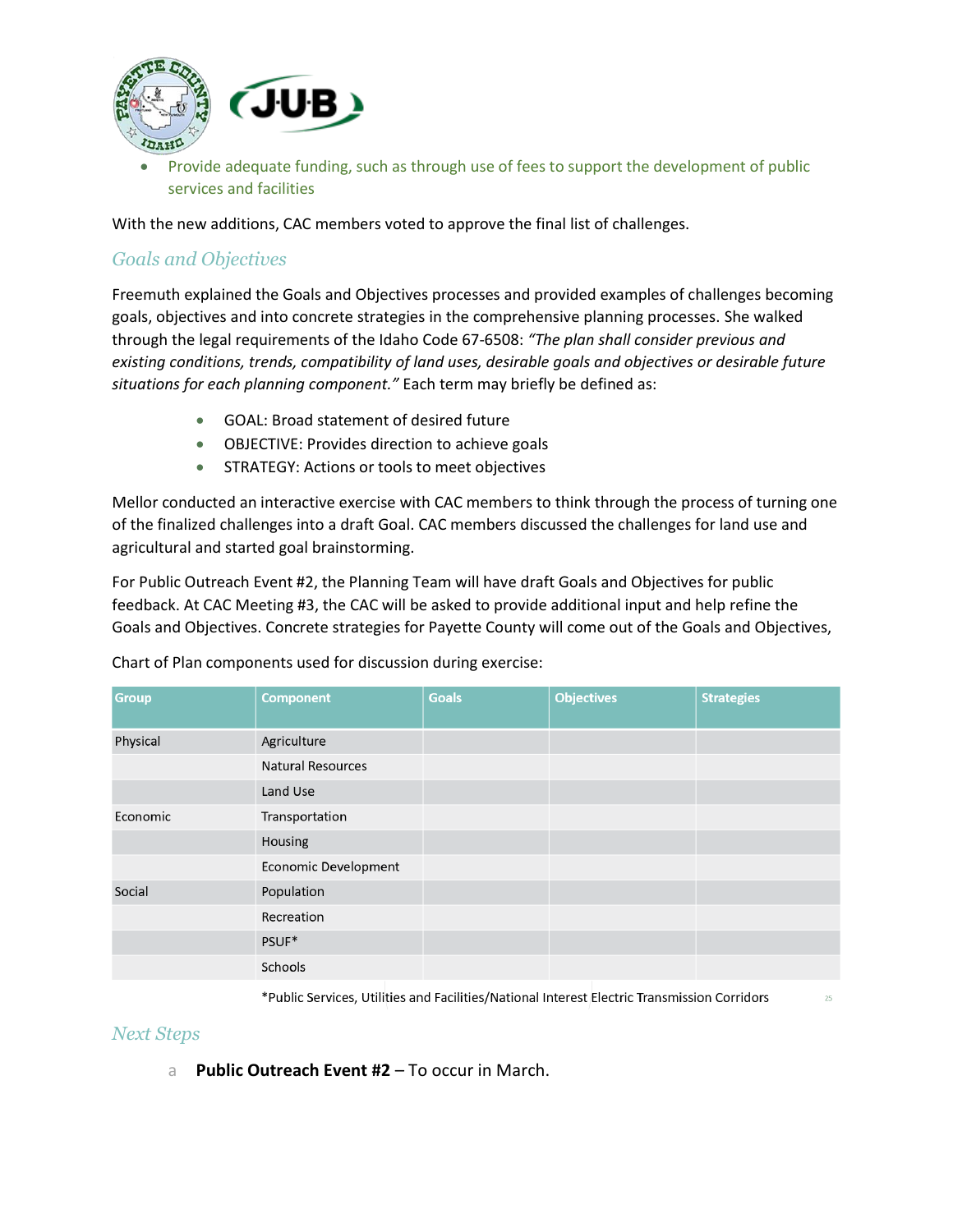- Provide adequate funding, such as through use of fees to support the development of public services and facilities

With the new additions, CAC members voted to approve the final list of challenges.

## Goals and Objectives

Freemuth explained the Goals and Objectives processes and provided examples of challenges becoming goals, objectives and into concrete strategies in the comprehensive planning processes. She walked through the legal requirements of the Idaho Code 67-6508: *"The plan shall consider previous and existing conditions, trends, compatibility of land uses, desirable goals and objectives or desirable future situations for each planning component."* Each term may briefly be defined as:

- GOAL: Broad statement of desired future
- OBJECTIVE: Provides direction to achieve goals
- STRATEGY: Actions or tools to meet objectives

Mellor conducted an interactive exercise with CAC members to think through the process of turning one of the finalized challenges into a draft Goal. CAC members discussed the challenges for land use and agricultural and started goal brainstorming.

For Public Outreach Event #2, the Planning Team will have draft Goals and Objectives for public feedback. At CAC Meeting #3, the CAC will be asked to provide additional input and help refine the Goals and Objectives. Concrete strategies for Payette County will come out of the Goals and Objectives,

Chart of Plan components used for discussion during exercise:

| Group | Component | Goals | Objectives | Strategies |
|---|---|---|---|---|
| Physical | Agriculture | | | |
| | Natural Resources | | | |
| | Land Use | | | |
| Economic | Transportation | | | |
| | Housing | | | |
| | Economic Development | | | |
| Social | Population | | | |
| | Recreation | | | |
| | PSUF* | | | |
| | Schools | | | |

*Public Services, Utilities and Facilities/National Interest Electric Transmission Corridors

## Next Steps

a. **Public Outreach Event #2** – To occur in March.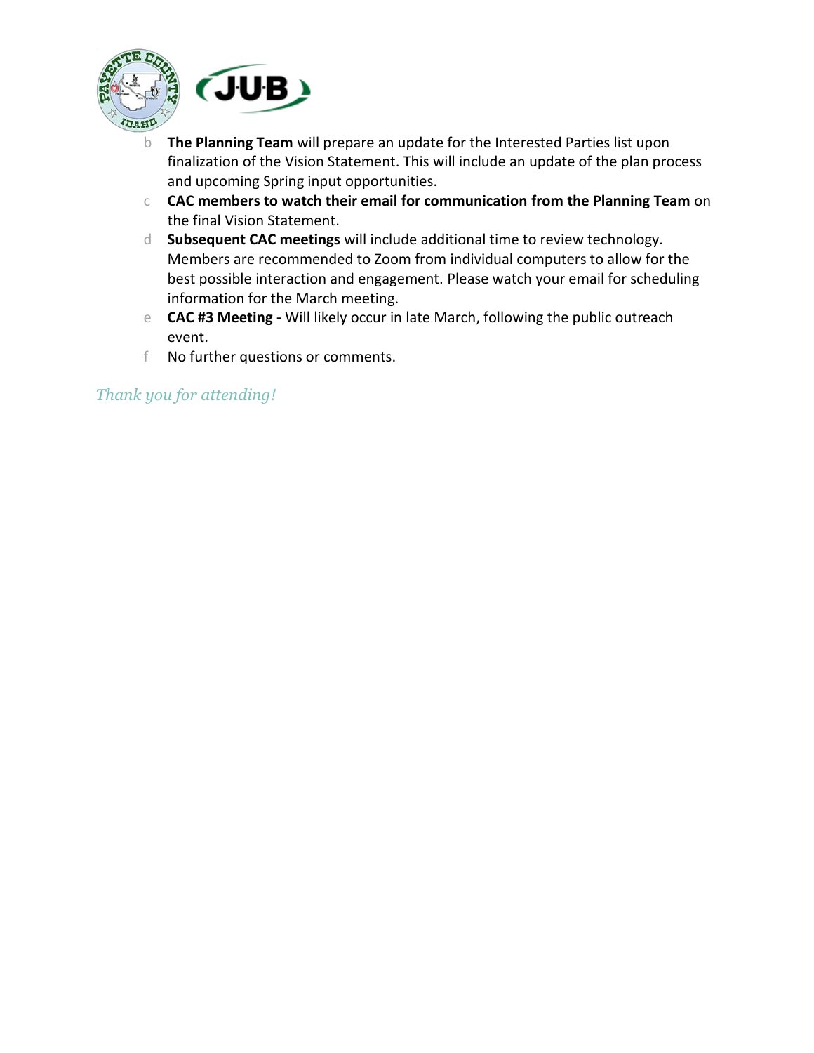b. **The Planning Team** will prepare an update for the Interested Parties list upon finalization of the Vision Statement. This will include an update of the plan process and upcoming Spring input opportunities.
c. **CAC members to watch their email for communication from the Planning Team** on the final Vision Statement.
d. **Subsequent CAC meetings** will include additional time to review technology. Members are recommended to Zoom from individual computers to allow for the best possible interaction and engagement. Please watch your email for scheduling information for the March meeting.
e. **CAC #3 Meeting -** Will likely occur in late March, following the public outreach event.
f. No further questions or comments.

*Thank you for attending!*